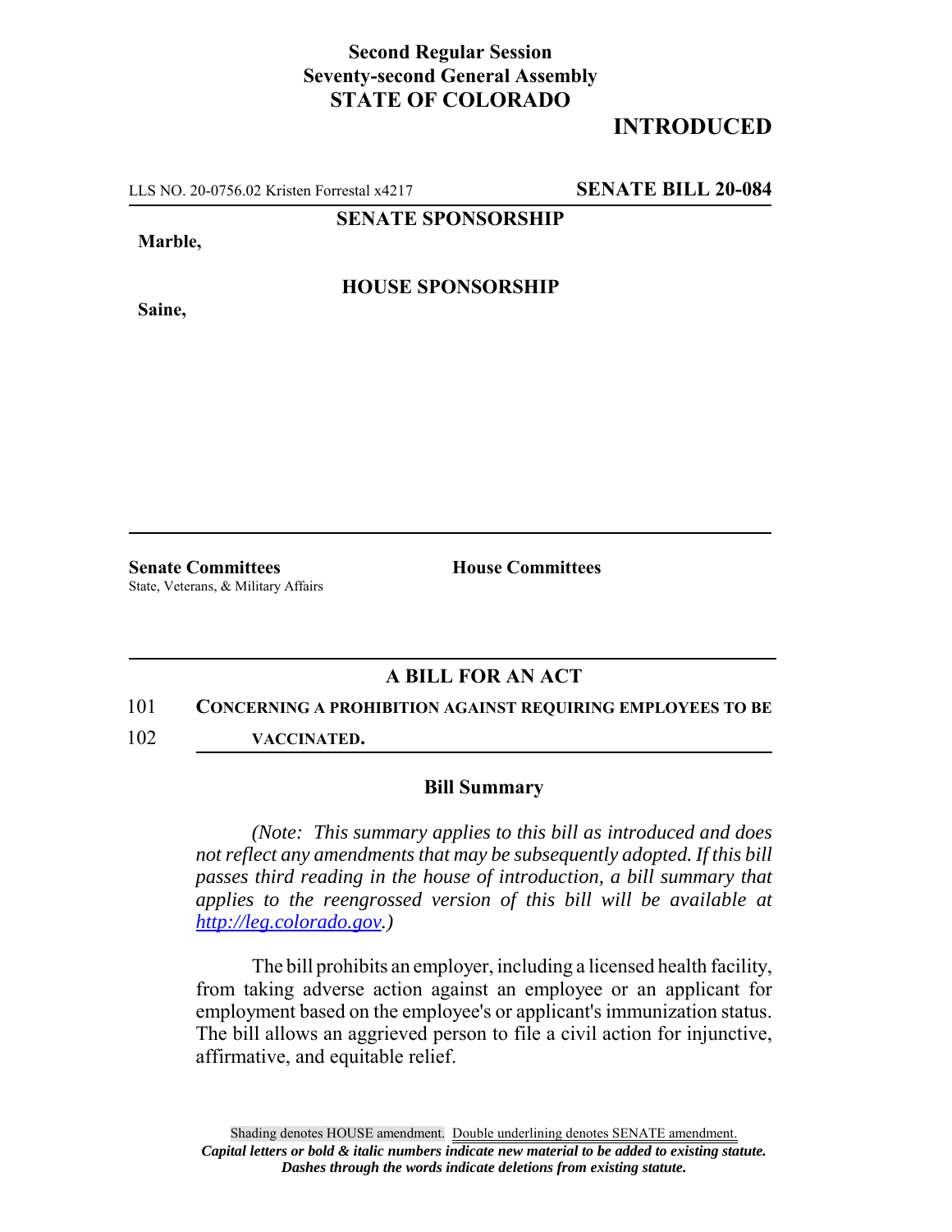**Second Regular Session**
**Seventy-second General Assembly**
**STATE OF COLORADO**

# INTRODUCTED

LLS NO. 20-0756.02 Kristen Forrestal x4217 **SENATE BILL 20-084**

**SENATE SPONSORSHIP**

**Marble,**

**HOUSE SPONSORSHIP**

**Saine,**

**Senate Committees**
State, Veterans, & Military Affairs

**House Committees**

## A BILL FOR AN ACT

101 **CONCERNING A PROHIBITION AGAINST REQUIRING EMPLOYEES TO BE**
102 **VACCINATED.**

### Bill Summary

*(Note: This summary applies to this bill as introduced and does not reflect any amendments that may be subsequently adopted. If this bill passes third reading in the house of introduction, a bill summary that applies to the reengrossed version of this bill will be available at http://leg.colorado.gov.)*

The bill prohibits an employer, including a licensed health facility, from taking adverse action against an employee or an applicant for employment based on the employee's or applicant's immunization status. The bill allows an aggrieved person to file a civil action for injunctive, affirmative, and equitable relief.

Shading denotes HOUSE amendment. Double underlining denotes SENATE amendment.
***Capital letters or bold & italic numbers indicate new material to be added to existing statute.***
***Dashes through the words indicate deletions from existing statute.***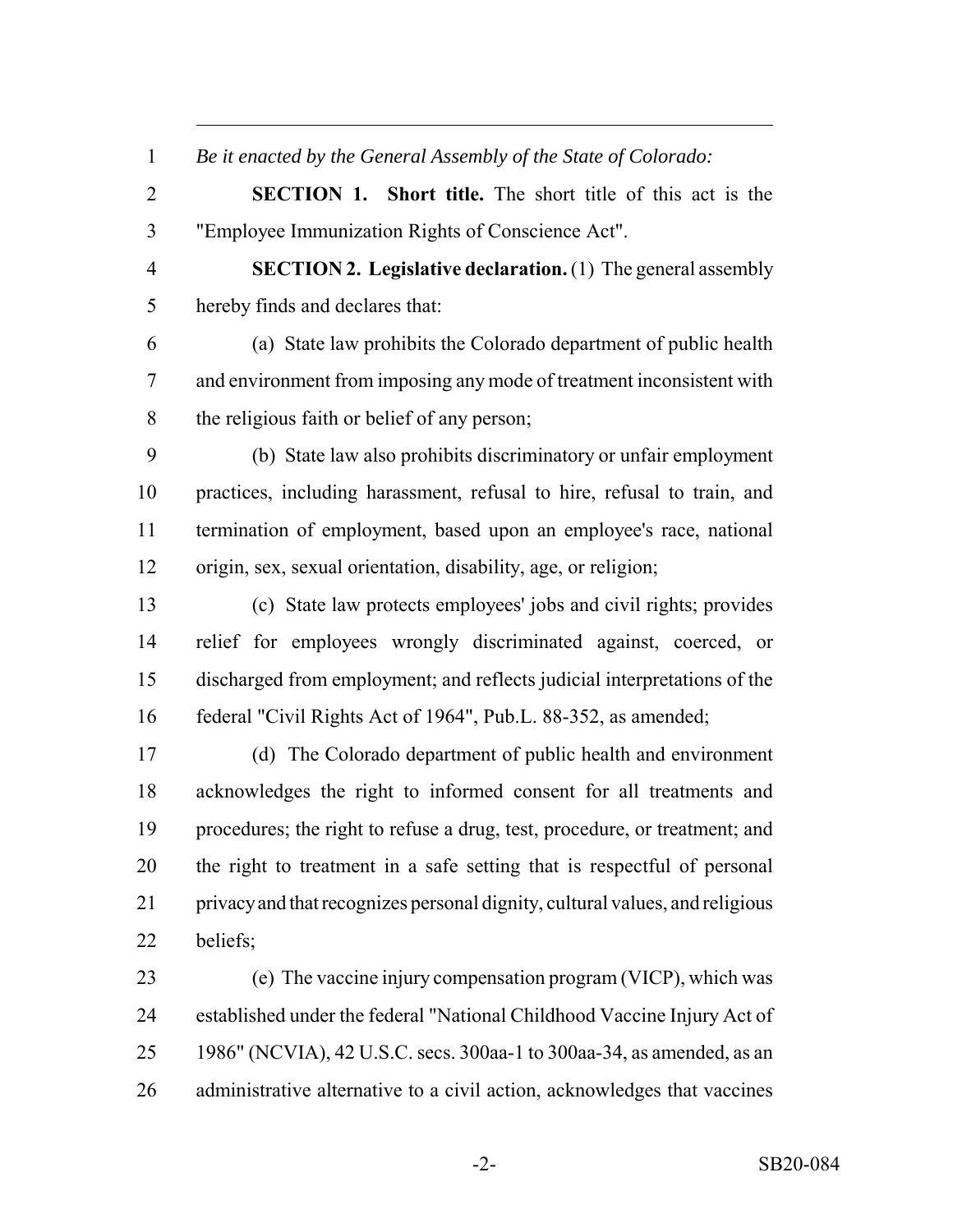*Be it enacted by the General Assembly of the State of Colorado:*

**SECTION 1. Short title.** The short title of this act is the "Employee Immunization Rights of Conscience Act".

**SECTION 2. Legislative declaration.** (1) The general assembly hereby finds and declares that:

(a) State law prohibits the Colorado department of public health and environment from imposing any mode of treatment inconsistent with the religious faith or belief of any person;

(b) State law also prohibits discriminatory or unfair employment practices, including harassment, refusal to hire, refusal to train, and termination of employment, based upon an employee's race, national origin, sex, sexual orientation, disability, age, or religion;

(c) State law protects employees' jobs and civil rights; provides relief for employees wrongly discriminated against, coerced, or discharged from employment; and reflects judicial interpretations of the federal "Civil Rights Act of 1964", Pub.L. 88-352, as amended;

(d) The Colorado department of public health and environment acknowledges the right to informed consent for all treatments and procedures; the right to refuse a drug, test, procedure, or treatment; and the right to treatment in a safe setting that is respectful of personal privacy and that recognizes personal dignity, cultural values, and religious beliefs;

(e) The vaccine injury compensation program (VICP), which was established under the federal "National Childhood Vaccine Injury Act of 1986" (NCVIA), 42 U.S.C. secs. 300aa-1 to 300aa-34, as amended, as an administrative alternative to a civil action, acknowledges that vaccines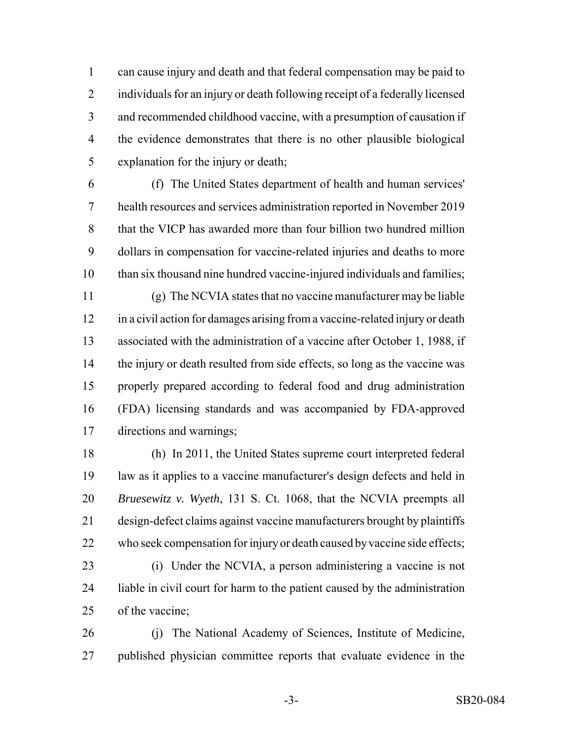can cause injury and death and that federal compensation may be paid to individuals for an injury or death following receipt of a federally licensed and recommended childhood vaccine, with a presumption of causation if the evidence demonstrates that there is no other plausible biological explanation for the injury or death;

(f) The United States department of health and human services' health resources and services administration reported in November 2019 that the VICP has awarded more than four billion two hundred million dollars in compensation for vaccine-related injuries and deaths to more than six thousand nine hundred vaccine-injured individuals and families;

(g) The NCVIA states that no vaccine manufacturer may be liable in a civil action for damages arising from a vaccine-related injury or death associated with the administration of a vaccine after October 1, 1988, if the injury or death resulted from side effects, so long as the vaccine was properly prepared according to federal food and drug administration (FDA) licensing standards and was accompanied by FDA-approved directions and warnings;

(h) In 2011, the United States supreme court interpreted federal law as it applies to a vaccine manufacturer's design defects and held in *Bruesewitz v. Wyeth*, 131 S. Ct. 1068, that the NCVIA preempts all design-defect claims against vaccine manufacturers brought by plaintiffs who seek compensation for injury or death caused by vaccine side effects;

(i) Under the NCVIA, a person administering a vaccine is not liable in civil court for harm to the patient caused by the administration of the vaccine;

(j) The National Academy of Sciences, Institute of Medicine, published physician committee reports that evaluate evidence in the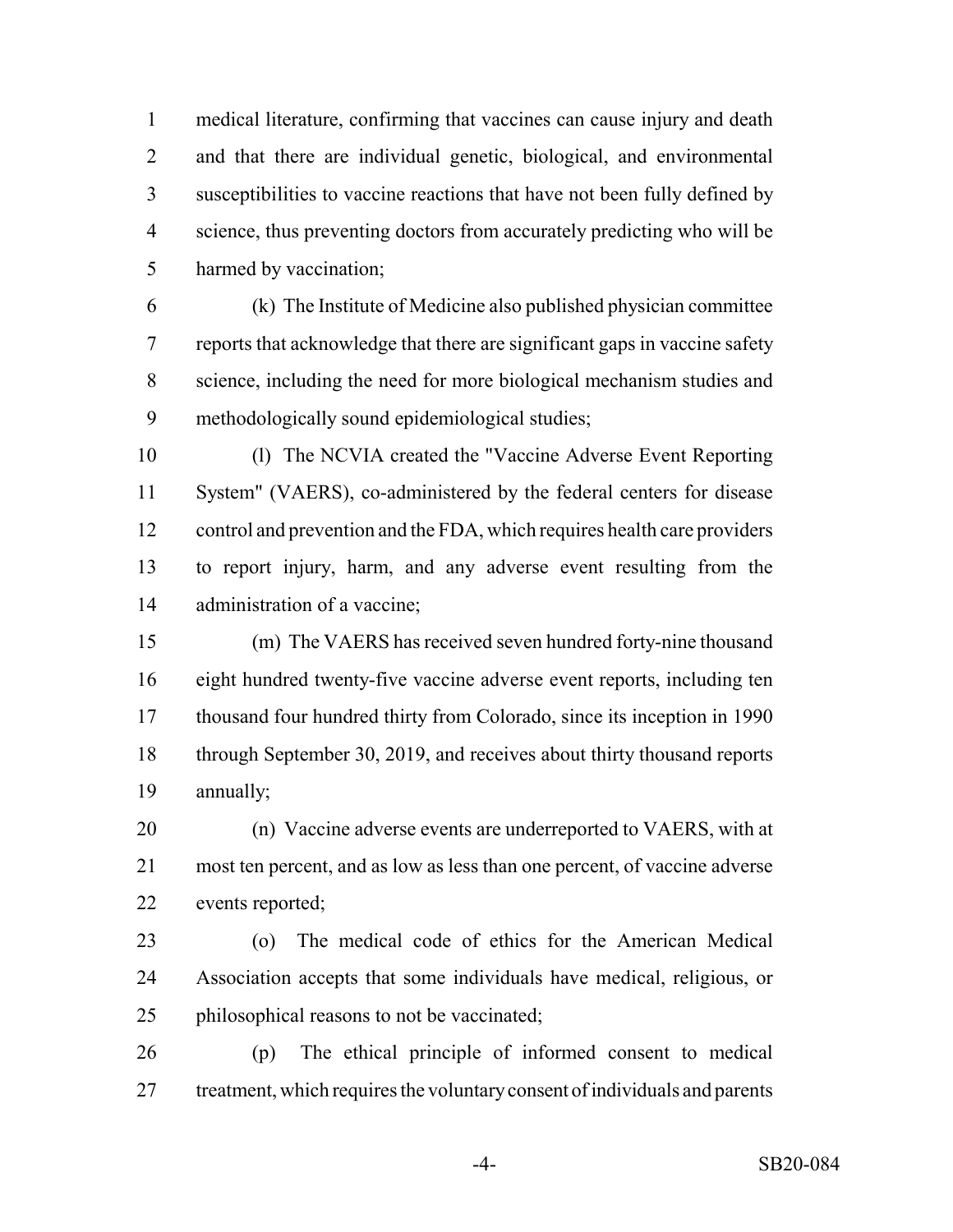medical literature, confirming that vaccines can cause injury and death and that there are individual genetic, biological, and environmental susceptibilities to vaccine reactions that have not been fully defined by science, thus preventing doctors from accurately predicting who will be harmed by vaccination;

(k) The Institute of Medicine also published physician committee reports that acknowledge that there are significant gaps in vaccine safety science, including the need for more biological mechanism studies and methodologically sound epidemiological studies;

(l) The NCVIA created the "Vaccine Adverse Event Reporting System" (VAERS), co-administered by the federal centers for disease control and prevention and the FDA, which requires health care providers to report injury, harm, and any adverse event resulting from the administration of a vaccine;

(m) The VAERS has received seven hundred forty-nine thousand eight hundred twenty-five vaccine adverse event reports, including ten thousand four hundred thirty from Colorado, since its inception in 1990 through September 30, 2019, and receives about thirty thousand reports annually;

(n) Vaccine adverse events are underreported to VAERS, with at most ten percent, and as low as less than one percent, of vaccine adverse events reported;

(o) The medical code of ethics for the American Medical Association accepts that some individuals have medical, religious, or philosophical reasons to not be vaccinated;

(p) The ethical principle of informed consent to medical treatment, which requires the voluntary consent of individuals and parents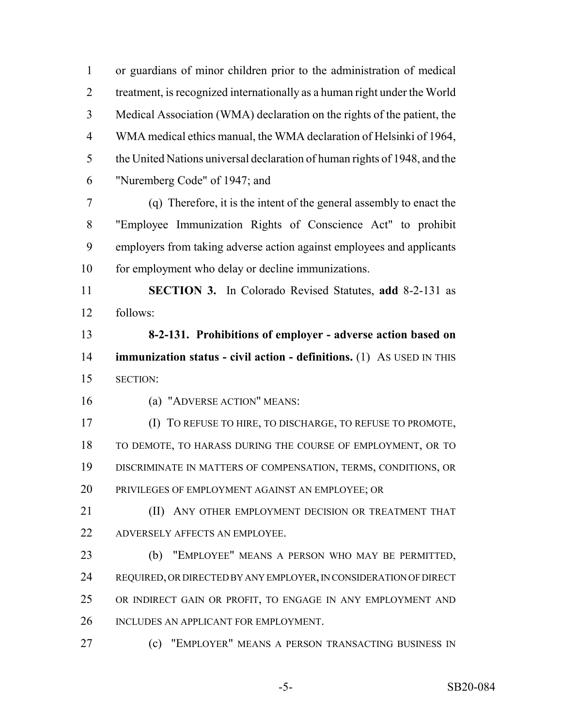or guardians of minor children prior to the administration of medical treatment, is recognized internationally as a human right under the World Medical Association (WMA) declaration on the rights of the patient, the WMA medical ethics manual, the WMA declaration of Helsinki of 1964, the United Nations universal declaration of human rights of 1948, and the "Nuremberg Code" of 1947; and

(q) Therefore, it is the intent of the general assembly to enact the "Employee Immunization Rights of Conscience Act" to prohibit employers from taking adverse action against employees and applicants for employment who delay or decline immunizations.

**SECTION 3.** In Colorado Revised Statutes, **add** 8-2-131 as follows:

**8-2-131. Prohibitions of employer - adverse action based on immunization status - civil action - definitions.** (1) AS USED IN THIS SECTION:

(a) "ADVERSE ACTION" MEANS:

(I) TO REFUSE TO HIRE, TO DISCHARGE, TO REFUSE TO PROMOTE, TO DEMOTE, TO HARASS DURING THE COURSE OF EMPLOYMENT, OR TO DISCRIMINATE IN MATTERS OF COMPENSATION, TERMS, CONDITIONS, OR PRIVILEGES OF EMPLOYMENT AGAINST AN EMPLOYEE; OR

(II) ANY OTHER EMPLOYMENT DECISION OR TREATMENT THAT ADVERSELY AFFECTS AN EMPLOYEE.

(b) "EMPLOYEE" MEANS A PERSON WHO MAY BE PERMITTED, REQUIRED, OR DIRECTED BY ANY EMPLOYER, IN CONSIDERATION OF DIRECT OR INDIRECT GAIN OR PROFIT, TO ENGAGE IN ANY EMPLOYMENT AND INCLUDES AN APPLICANT FOR EMPLOYMENT.

(c) "EMPLOYER" MEANS A PERSON TRANSACTING BUSINESS IN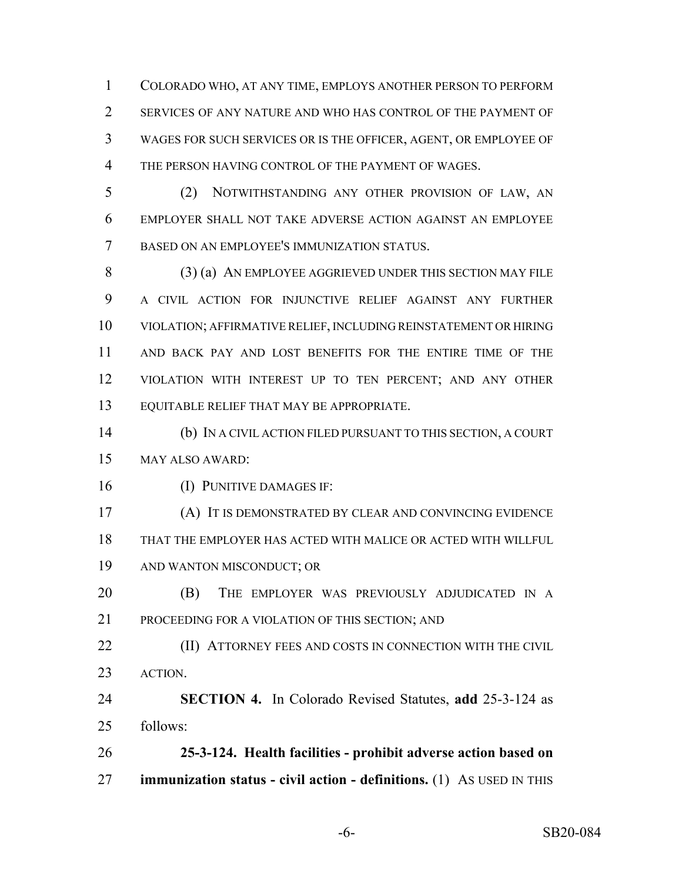COLORADO WHO, AT ANY TIME, EMPLOYS ANOTHER PERSON TO PERFORM SERVICES OF ANY NATURE AND WHO HAS CONTROL OF THE PAYMENT OF WAGES FOR SUCH SERVICES OR IS THE OFFICER, AGENT, OR EMPLOYEE OF THE PERSON HAVING CONTROL OF THE PAYMENT OF WAGES.

(2) NOTWITHSTANDING ANY OTHER PROVISION OF LAW, AN EMPLOYER SHALL NOT TAKE ADVERSE ACTION AGAINST AN EMPLOYEE BASED ON AN EMPLOYEE'S IMMUNIZATION STATUS.

(3) (a) AN EMPLOYEE AGGRIEVED UNDER THIS SECTION MAY FILE A CIVIL ACTION FOR INJUNCTIVE RELIEF AGAINST ANY FURTHER VIOLATION; AFFIRMATIVE RELIEF, INCLUDING REINSTATEMENT OR HIRING AND BACK PAY AND LOST BENEFITS FOR THE ENTIRE TIME OF THE VIOLATION WITH INTEREST UP TO TEN PERCENT; AND ANY OTHER EQUITABLE RELIEF THAT MAY BE APPROPRIATE.

(b) IN A CIVIL ACTION FILED PURSUANT TO THIS SECTION, A COURT MAY ALSO AWARD:

(I) PUNITIVE DAMAGES IF:

(A) IT IS DEMONSTRATED BY CLEAR AND CONVINCING EVIDENCE THAT THE EMPLOYER HAS ACTED WITH MALICE OR ACTED WITH WILLFUL AND WANTON MISCONDUCT; OR

(B) THE EMPLOYER WAS PREVIOUSLY ADJUDICATED IN A PROCEEDING FOR A VIOLATION OF THIS SECTION; AND

(II) ATTORNEY FEES AND COSTS IN CONNECTION WITH THE CIVIL ACTION.

**SECTION 4.** In Colorado Revised Statutes, **add** 25-3-124 as follows:

**25-3-124. Health facilities - prohibit adverse action based on immunization status - civil action - definitions.** (1) AS USED IN THIS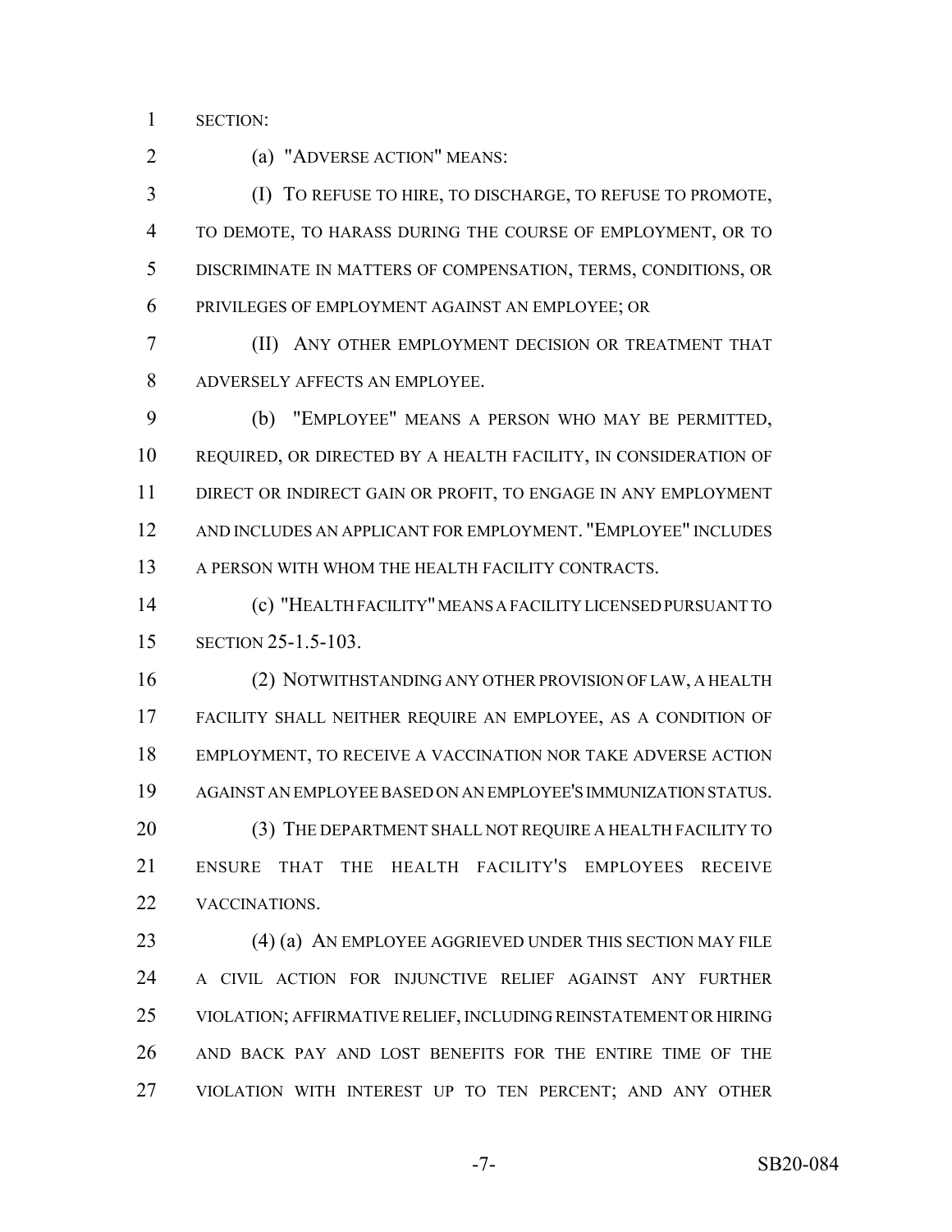SECTION:

(a) "ADVERSE ACTION" MEANS:

(I) TO REFUSE TO HIRE, TO DISCHARGE, TO REFUSE TO PROMOTE, TO DEMOTE, TO HARASS DURING THE COURSE OF EMPLOYMENT, OR TO DISCRIMINATE IN MATTERS OF COMPENSATION, TERMS, CONDITIONS, OR PRIVILEGES OF EMPLOYMENT AGAINST AN EMPLOYEE; OR

(II) ANY OTHER EMPLOYMENT DECISION OR TREATMENT THAT ADVERSELY AFFECTS AN EMPLOYEE.

(b) "EMPLOYEE" MEANS A PERSON WHO MAY BE PERMITTED, REQUIRED, OR DIRECTED BY A HEALTH FACILITY, IN CONSIDERATION OF DIRECT OR INDIRECT GAIN OR PROFIT, TO ENGAGE IN ANY EMPLOYMENT AND INCLUDES AN APPLICANT FOR EMPLOYMENT. "EMPLOYEE" INCLUDES A PERSON WITH WHOM THE HEALTH FACILITY CONTRACTS.

(c) "HEALTH FACILITY" MEANS A FACILITY LICENSED PURSUANT TO SECTION 25-1.5-103.

(2) NOTWITHSTANDING ANY OTHER PROVISION OF LAW, A HEALTH FACILITY SHALL NEITHER REQUIRE AN EMPLOYEE, AS A CONDITION OF EMPLOYMENT, TO RECEIVE A VACCINATION NOR TAKE ADVERSE ACTION AGAINST AN EMPLOYEE BASED ON AN EMPLOYEE'S IMMUNIZATION STATUS.

(3) THE DEPARTMENT SHALL NOT REQUIRE A HEALTH FACILITY TO ENSURE THAT THE HEALTH FACILITY'S EMPLOYEES RECEIVE VACCINATIONS.

(4) (a) AN EMPLOYEE AGGRIEVED UNDER THIS SECTION MAY FILE A CIVIL ACTION FOR INJUNCTIVE RELIEF AGAINST ANY FURTHER VIOLATION; AFFIRMATIVE RELIEF, INCLUDING REINSTATEMENT OR HIRING AND BACK PAY AND LOST BENEFITS FOR THE ENTIRE TIME OF THE VIOLATION WITH INTEREST UP TO TEN PERCENT; AND ANY OTHER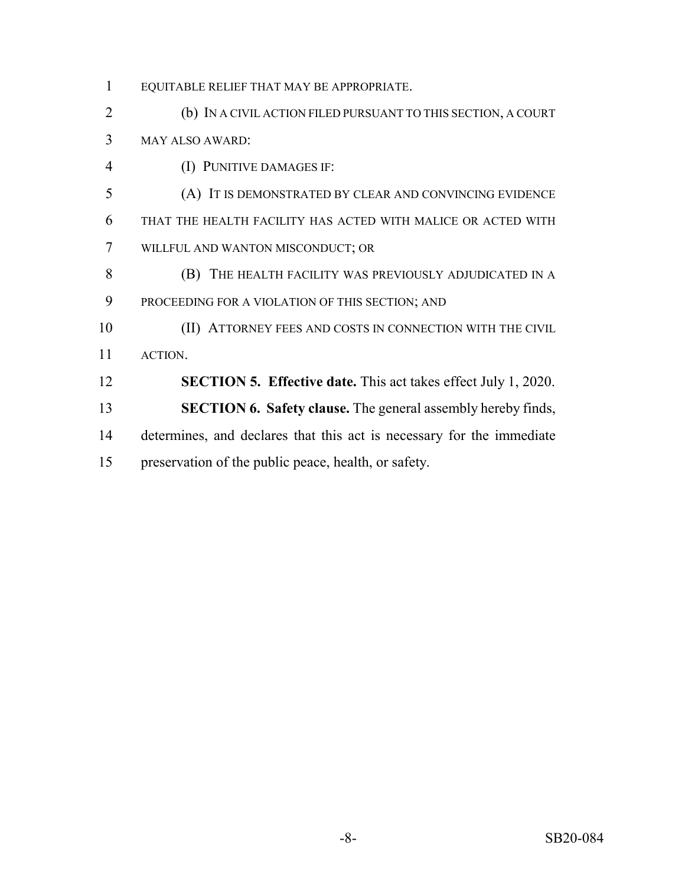EQUITABLE RELIEF THAT MAY BE APPROPRIATE.

(b) IN A CIVIL ACTION FILED PURSUANT TO THIS SECTION, A COURT MAY ALSO AWARD:

(I) PUNITIVE DAMAGES IF:

(A) IT IS DEMONSTRATED BY CLEAR AND CONVINCING EVIDENCE THAT THE HEALTH FACILITY HAS ACTED WITH MALICE OR ACTED WITH WILLFUL AND WANTON MISCONDUCT; OR

(B) THE HEALTH FACILITY WAS PREVIOUSLY ADJUDICATED IN A PROCEEDING FOR A VIOLATION OF THIS SECTION; AND

(II) ATTORNEY FEES AND COSTS IN CONNECTION WITH THE CIVIL ACTION.

**SECTION 5. Effective date.** This act takes effect July 1, 2020.

**SECTION 6. Safety clause.** The general assembly hereby finds, determines, and declares that this act is necessary for the immediate preservation of the public peace, health, or safety.